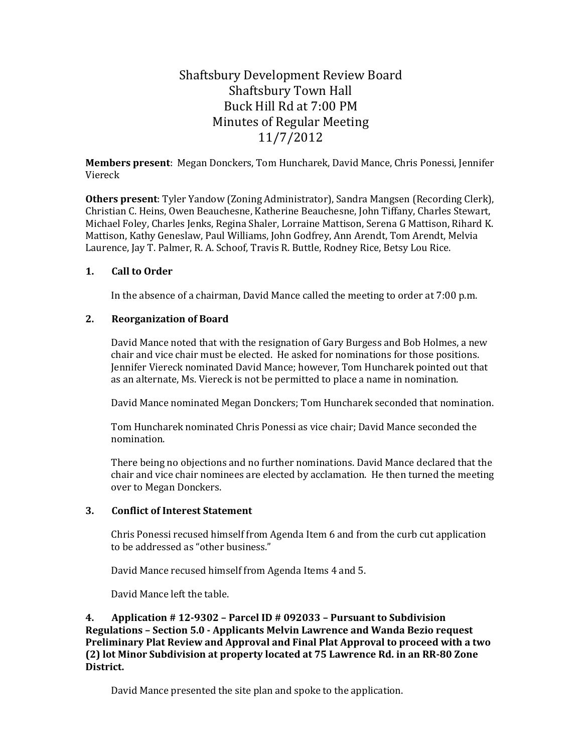# Shaftsbury Development Review Board
# Shaftsbury Town Hall
# Buck Hill Rd at 7:00 PM
# Minutes of Regular Meeting
# 11/7/2012

**Members present**: Megan Donckers, Tom Huncharek, David Mance, Chris Ponessi, Jennifer Viereck

**Others present**: Tyler Yandow (Zoning Administrator), Sandra Mangsen (Recording Clerk), Christian C. Heins, Owen Beauchesne, Katherine Beauchesne, John Tiffany, Charles Stewart, Michael Foley, Charles Jenks, Regina Shaler, Lorraine Mattison, Serena G Mattison, Rihard K. Mattison, Kathy Geneslaw, Paul Williams, John Godfrey, Ann Arendt, Tom Arendt, Melvia Laurence, Jay T. Palmer, R. A. Schoof, Travis R. Buttle, Rodney Rice, Betsy Lou Rice.

**1. Call to Order**

In the absence of a chairman, David Mance called the meeting to order at 7:00 p.m.

**2. Reorganization of Board**

David Mance noted that with the resignation of Gary Burgess and Bob Holmes, a new chair and vice chair must be elected. He asked for nominations for those positions. Jennifer Viereck nominated David Mance; however, Tom Huncharek pointed out that as an alternate, Ms. Viereck is not be permitted to place a name in nomination.

David Mance nominated Megan Donckers; Tom Huncharek seconded that nomination.

Tom Huncharek nominated Chris Ponessi as vice chair; David Mance seconded the nomination.

There being no objections and no further nominations. David Mance declared that the chair and vice chair nominees are elected by acclamation. He then turned the meeting over to Megan Donckers.

**3. Conflict of Interest Statement**

Chris Ponessi recused himself from Agenda Item 6 and from the curb cut application to be addressed as "other business."

David Mance recused himself from Agenda Items 4 and 5.

David Mance left the table.

**4. Application # 12-9302 – Parcel ID # 092033 – Pursuant to Subdivision Regulations – Section 5.0 - Applicants Melvin Lawrence and Wanda Bezio request Preliminary Plat Review and Approval and Final Plat Approval to proceed with a two (2) lot Minor Subdivision at property located at 75 Lawrence Rd. in an RR-80 Zone District.**

David Mance presented the site plan and spoke to the application.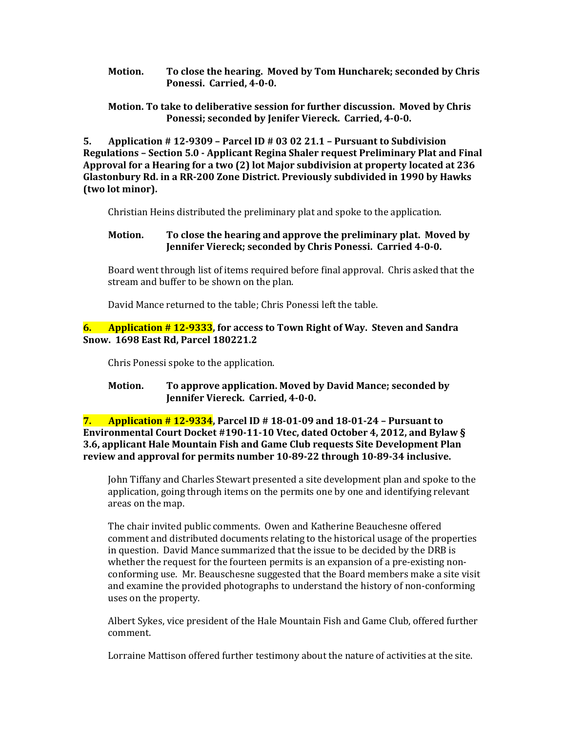**Motion. To close the hearing. Moved by Tom Huncharek; seconded by Chris Ponessi. Carried, 4-0-0.**

**Motion. To take to deliberative session for further discussion. Moved by Chris Ponessi; seconded by Jenifer Viereck. Carried, 4-0-0.**

**5. Application # 12-9309 – Parcel ID # 03 02 21.1 – Pursuant to Subdivision Regulations – Section 5.0 - Applicant Regina Shaler request Preliminary Plat and Final Approval for a Hearing for a two (2) lot Major subdivision at property located at 236 Glastonbury Rd. in a RR-200 Zone District. Previously subdivided in 1990 by Hawks (two lot minor).**

Christian Heins distributed the preliminary plat and spoke to the application.

**Motion. To close the hearing and approve the preliminary plat. Moved by Jennifer Viereck; seconded by Chris Ponessi. Carried 4-0-0.**

Board went through list of items required before final approval. Chris asked that the stream and buffer to be shown on the plan.

David Mance returned to the table; Chris Ponessi left the table.

**6. Application # 12-9333, for access to Town Right of Way. Steven and Sandra Snow. 1698 East Rd, Parcel 180221.2**

Chris Ponessi spoke to the application.

**Motion. To approve application. Moved by David Mance; seconded by Jennifer Viereck. Carried, 4-0-0.**

**7. Application # 12-9334, Parcel ID # 18-01-09 and 18-01-24 – Pursuant to Environmental Court Docket #190-11-10 Vtec, dated October 4, 2012, and Bylaw § 3.6, applicant Hale Mountain Fish and Game Club requests Site Development Plan review and approval for permits number 10-89-22 through 10-89-34 inclusive.**

John Tiffany and Charles Stewart presented a site development plan and spoke to the application, going through items on the permits one by one and identifying relevant areas on the map.

The chair invited public comments. Owen and Katherine Beauchesne offered comment and distributed documents relating to the historical usage of the properties in question. David Mance summarized that the issue to be decided by the DRB is whether the request for the fourteen permits is an expansion of a pre-existing non-conforming use. Mr. Beauschesne suggested that the Board members make a site visit and examine the provided photographs to understand the history of non-conforming uses on the property.

Albert Sykes, vice president of the Hale Mountain Fish and Game Club, offered further comment.

Lorraine Mattison offered further testimony about the nature of activities at the site.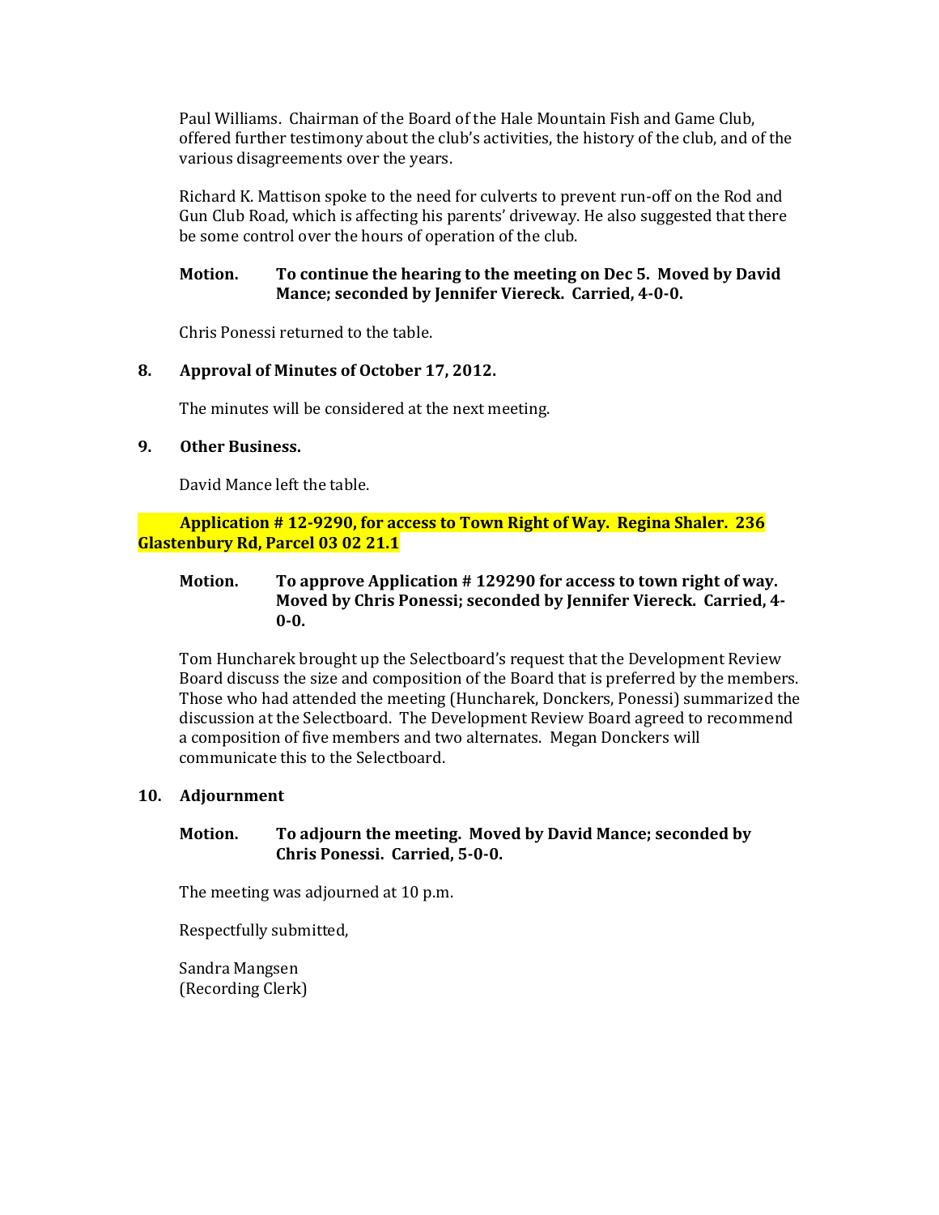Paul Williams. Chairman of the Board of the Hale Mountain Fish and Game Club, offered further testimony about the club's activities, the history of the club, and of the various disagreements over the years.

Richard K. Mattison spoke to the need for culverts to prevent run-off on the Rod and Gun Club Road, which is affecting his parents' driveway. He also suggested that there be some control over the hours of operation of the club.

**Motion. To continue the hearing to the meeting on Dec 5. Moved by David Mance; seconded by Jennifer Viereck. Carried, 4-0-0.**

Chris Ponessi returned to the table.

## 8. Approval of Minutes of October 17, 2012.

The minutes will be considered at the next meeting.

## 9. Other Business.

David Mance left the table.

**Application # 12-9290, for access to Town Right of Way. Regina Shaler. 236 Glastenbury Rd, Parcel 03 02 21.1**

**Motion. To approve Application # 129290 for access to town right of way. Moved by Chris Ponessi; seconded by Jennifer Viereck. Carried, 4-0-0.**

Tom Huncharek brought up the Selectboard's request that the Development Review Board discuss the size and composition of the Board that is preferred by the members. Those who had attended the meeting (Huncharek, Donckers, Ponessi) summarized the discussion at the Selectboard. The Development Review Board agreed to recommend a composition of five members and two alternates. Megan Donckers will communicate this to the Selectboard.

## 10. Adjournment

**Motion. To adjourn the meeting. Moved by David Mance; seconded by Chris Ponessi. Carried, 5-0-0.**

The meeting was adjourned at 10 p.m.

Respectfully submitted,

Sandra Mangsen
(Recording Clerk)